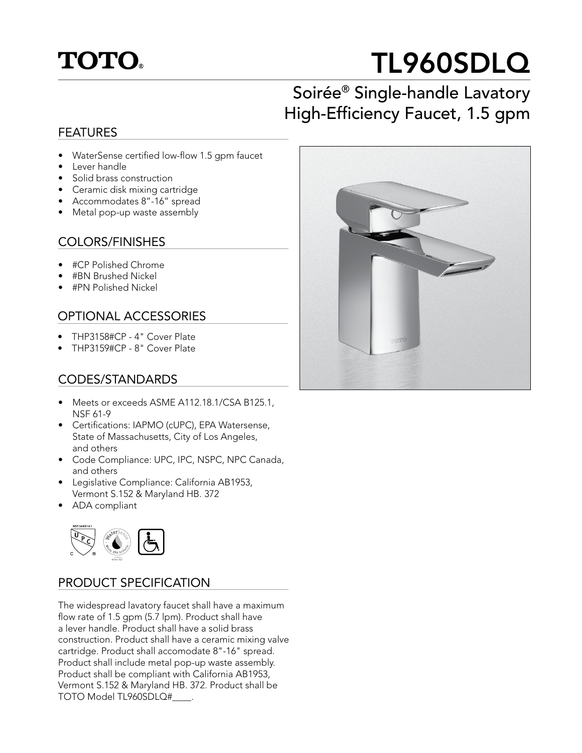# TOTO®

# TL960SDLQ

## Soirée® Single-handle Lavatory High-Efficiency Faucet, 1.5 gpm

### FEATURES

- WaterSense certified low-flow 1.5 gpm faucet
- Lever handle
- Solid brass construction
- Ceramic disk mixing cartridge
- Accommodates 8”-16” spread
- Metal pop-up waste assembly

### COLORS/FINISHES

- #CP Polished Chrome
- #BN Brushed Nickel
- #PN Polished Nickel

### OPTIONAL ACCESSORIES

- THP3158#CP - 4" Cover Plate
- THP3159#CP - 8" Cover Plate

### CODES/STANDARDS

- Meets or exceeds ASME A112.18.1/CSA B125.1, NSF 61-9
- Certifications: IAPMO (cUPC), EPA Watersense, State of Massachusetts, City of Los Angeles, and others
- Code Compliance: UPC, IPC, NSPC, NPC Canada, and others
- Legislative Compliance: California AB1953, Vermont S.152 & Maryland HB. 372
- ADA compliant

### PRODUCT SPECIFICATION

The widespread lavatory faucet shall have a maximum flow rate of 1.5 gpm (5.7 lpm). Product shall have a lever handle. Product shall have a solid brass construction. Product shall have a ceramic mixing valve cartridge. Product shall accomodate 8"-16" spread. Product shall include metal pop-up waste assembly. Product shall be compliant with California AB1953, Vermont S.152 & Maryland HB. 372. Product shall be TOTO Model TL960SDLQ#____.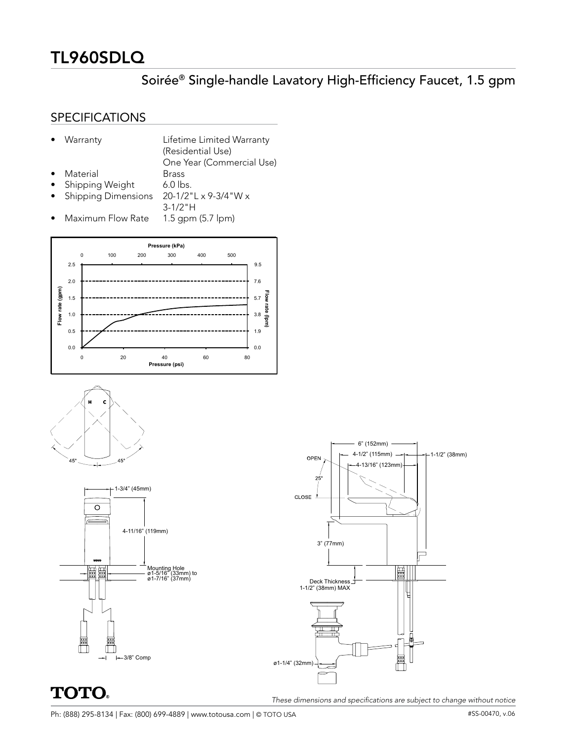# TL960SDLQ

## Soirée® Single-handle Lavatory High-Efficiency Faucet, 1.5 gpm

## SPECIFICATIONS

- Warranty — Lifetime Limited Warranty (Residential Use) One Year (Commercial Use)
- Material — Brass
- Shipping Weight — 6.0 lbs.
- Shipping Dimensions — 20-1/2"L x 9-3/4"W x 3-1/2"H
- Maximum Flow Rate — 1.5 gpm (5.7 lpm)

Pressure (kPa)
0 100 200 300 400 500
Flow rate (gpm)
2.5 2.0 1.5 1.0 0.5 0.0
Flow rate (lpm)
9.5 7.6 5.7 3.8 1.9 0.0
0 20 40 60 80
Pressure (psi)

H C
45° 45°

1-3/4" (45mm)
4-11/16" (119mm)
Mounting Hole ø1-5/16" (33mm) to ø1-7/16" (37mm)
3/8" Comp

6" (152mm)
4-1/2" (115mm)
1-1/2" (38mm)
4-13/16" (123mm)
OPEN
25°
CLOSE
3" (77mm)
Deck Thickness 1-1/2" (38mm) MAX
ø1-1/4" (32mm)

TOTO®

*These dimensions and specifications are subject to change without notice*

Ph: (888) 295-8134 | Fax: (800) 699-4889 | www.totousa.com | © TOTO USA

#SS-00470, v.06